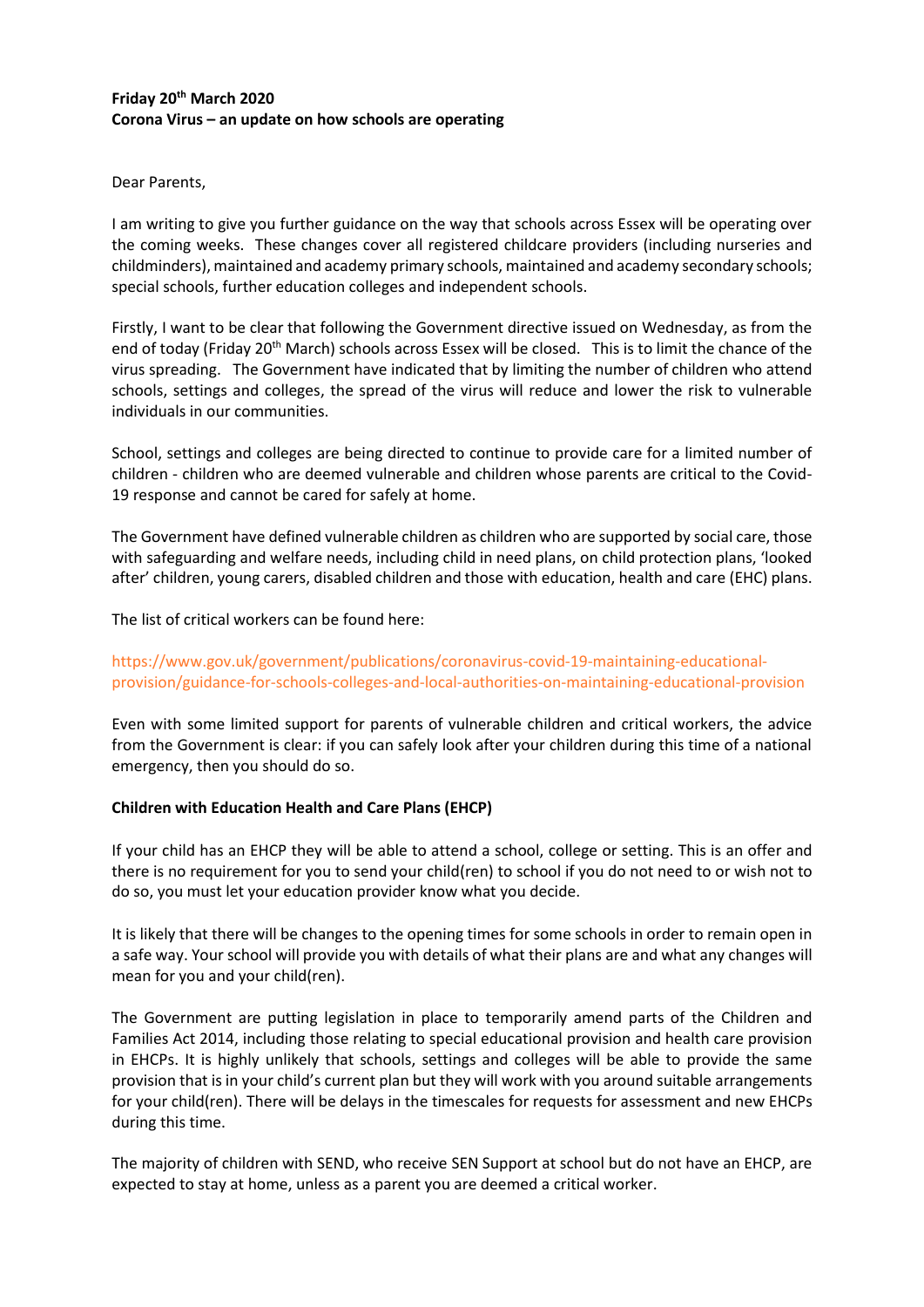**Friday 20th March 2020**
**Corona Virus – an update on how schools are operating**

Dear Parents,

I am writing to give you further guidance on the way that schools across Essex will be operating over the coming weeks. These changes cover all registered childcare providers (including nurseries and childminders), maintained and academy primary schools, maintained and academy secondary schools; special schools, further education colleges and independent schools.

Firstly, I want to be clear that following the Government directive issued on Wednesday, as from the end of today (Friday 20th March) schools across Essex will be closed. This is to limit the chance of the virus spreading. The Government have indicated that by limiting the number of children who attend schools, settings and colleges, the spread of the virus will reduce and lower the risk to vulnerable individuals in our communities.

School, settings and colleges are being directed to continue to provide care for a limited number of children - children who are deemed vulnerable and children whose parents are critical to the Covid-19 response and cannot be cared for safely at home.

The Government have defined vulnerable children as children who are supported by social care, those with safeguarding and welfare needs, including child in need plans, on child protection plans, 'looked after' children, young carers, disabled children and those with education, health and care (EHC) plans.

The list of critical workers can be found here:

https://www.gov.uk/government/publications/coronavirus-covid-19-maintaining-educational-provision/guidance-for-schools-colleges-and-local-authorities-on-maintaining-educational-provision

Even with some limited support for parents of vulnerable children and critical workers, the advice from the Government is clear: if you can safely look after your children during this time of a national emergency, then you should do so.

**Children with Education Health and Care Plans (EHCP)**

If your child has an EHCP they will be able to attend a school, college or setting. This is an offer and there is no requirement for you to send your child(ren) to school if you do not need to or wish not to do so, you must let your education provider know what you decide.

It is likely that there will be changes to the opening times for some schools in order to remain open in a safe way. Your school will provide you with details of what their plans are and what any changes will mean for you and your child(ren).

The Government are putting legislation in place to temporarily amend parts of the Children and Families Act 2014, including those relating to special educational provision and health care provision in EHCPs. It is highly unlikely that schools, settings and colleges will be able to provide the same provision that is in your child's current plan but they will work with you around suitable arrangements for your child(ren). There will be delays in the timescales for requests for assessment and new EHCPs during this time.

The majority of children with SEND, who receive SEN Support at school but do not have an EHCP, are expected to stay at home, unless as a parent you are deemed a critical worker.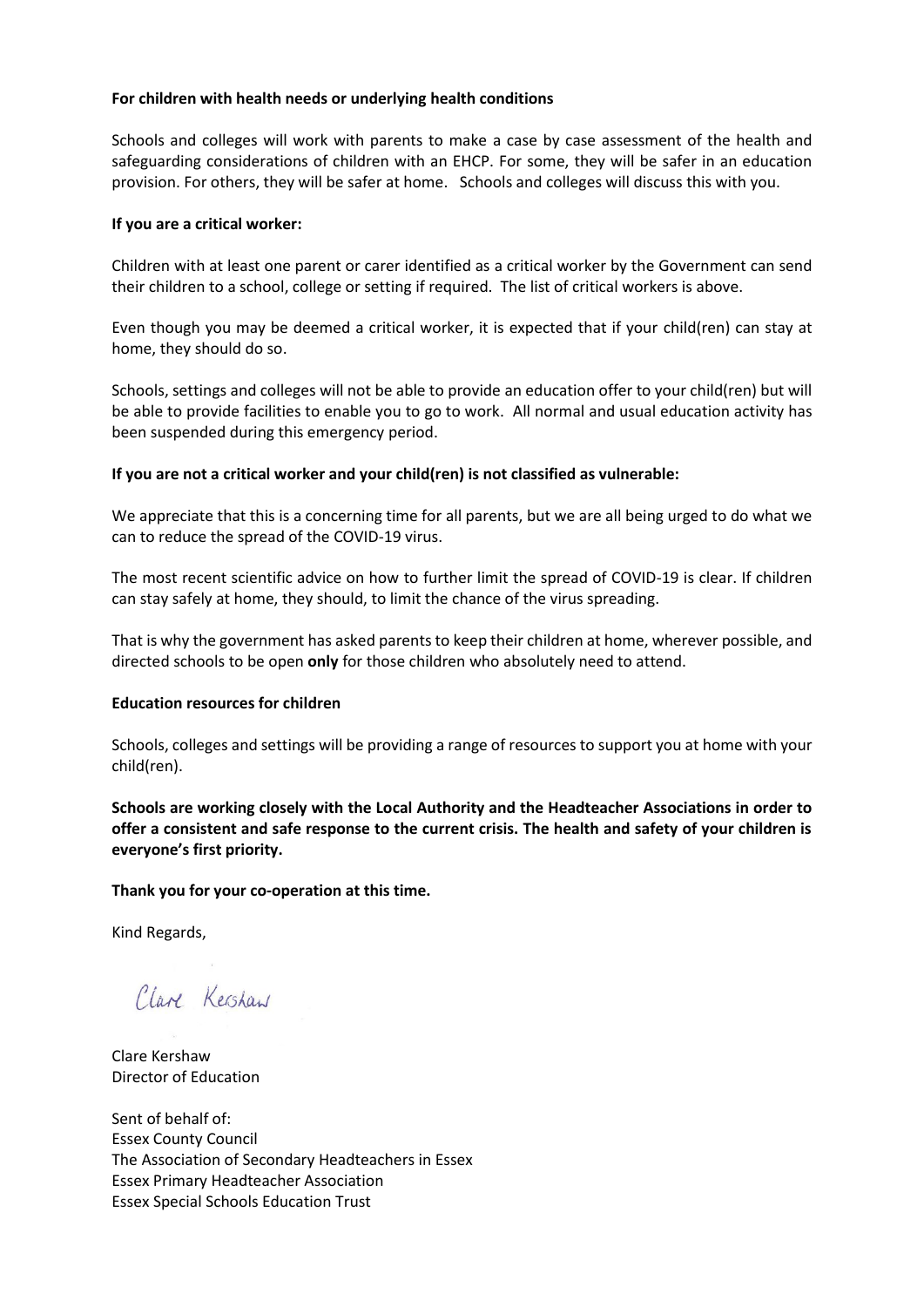**For children with health needs or underlying health conditions**

Schools and colleges will work with parents to make a case by case assessment of the health and safeguarding considerations of children with an EHCP. For some, they will be safer in an education provision. For others, they will be safer at home. Schools and colleges will discuss this with you.

**If you are a critical worker:**

Children with at least one parent or carer identified as a critical worker by the Government can send their children to a school, college or setting if required. The list of critical workers is above.

Even though you may be deemed a critical worker, it is expected that if your child(ren) can stay at home, they should do so.

Schools, settings and colleges will not be able to provide an education offer to your child(ren) but will be able to provide facilities to enable you to go to work. All normal and usual education activity has been suspended during this emergency period.

**If you are not a critical worker and your child(ren) is not classified as vulnerable:**

We appreciate that this is a concerning time for all parents, but we are all being urged to do what we can to reduce the spread of the COVID-19 virus.

The most recent scientific advice on how to further limit the spread of COVID-19 is clear. If children can stay safely at home, they should, to limit the chance of the virus spreading.

That is why the government has asked parents to keep their children at home, wherever possible, and directed schools to be open **only** for those children who absolutely need to attend.

**Education resources for children**

Schools, colleges and settings will be providing a range of resources to support you at home with your child(ren).

**Schools are working closely with the Local Authority and the Headteacher Associations in order to offer a consistent and safe response to the current crisis. The health and safety of your children is everyone's first priority.**

**Thank you for your co-operation at this time.**

Kind Regards,

Clare Kershaw

Clare Kershaw
Director of Education

Sent of behalf of:
Essex County Council
The Association of Secondary Headteachers in Essex
Essex Primary Headteacher Association
Essex Special Schools Education Trust